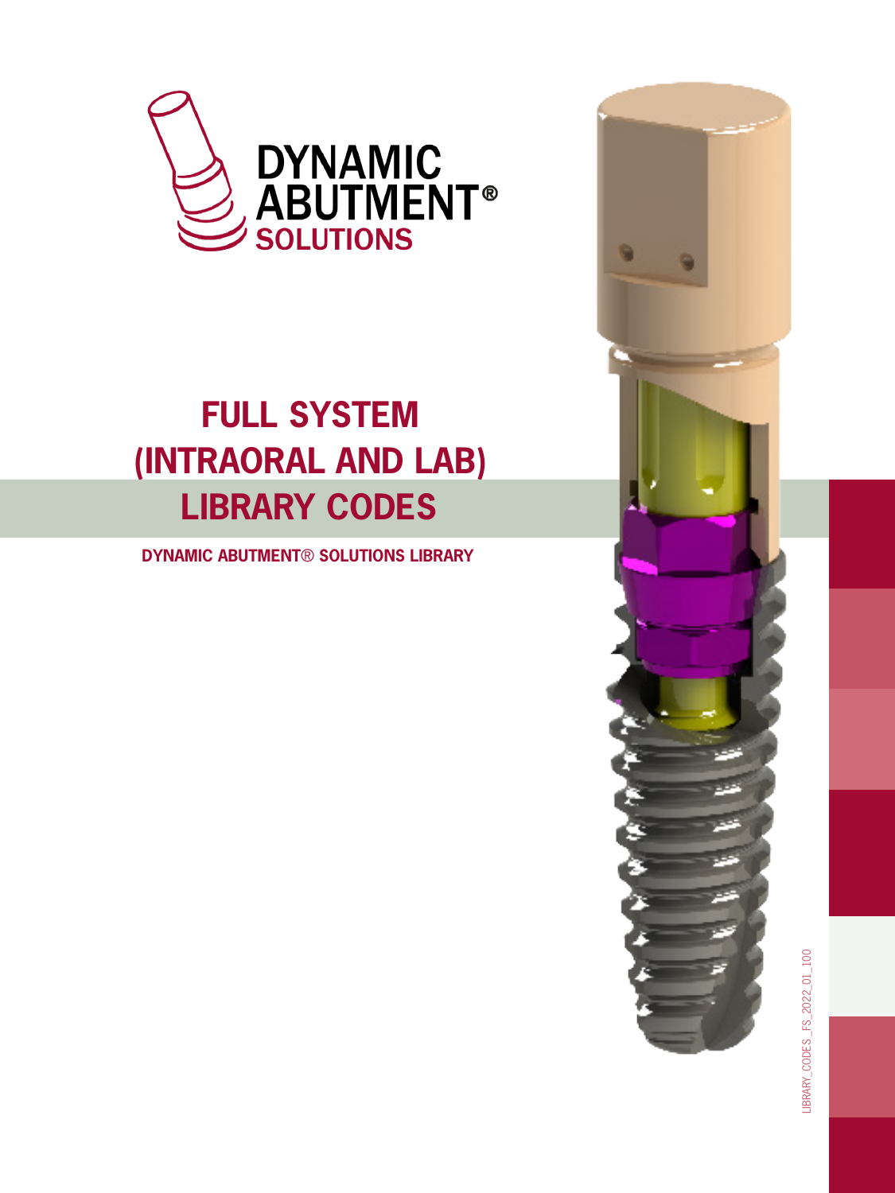DYNAMIC ABUTMENT®
SOLUTIONS

# FULL SYSTEM (INTRAORAL AND LAB) LIBRARY CODES

**DYNAMIC ABUTMENT® SOLUTIONS LIBRARY**

LIBRARY_CODES_FS_2022_01_100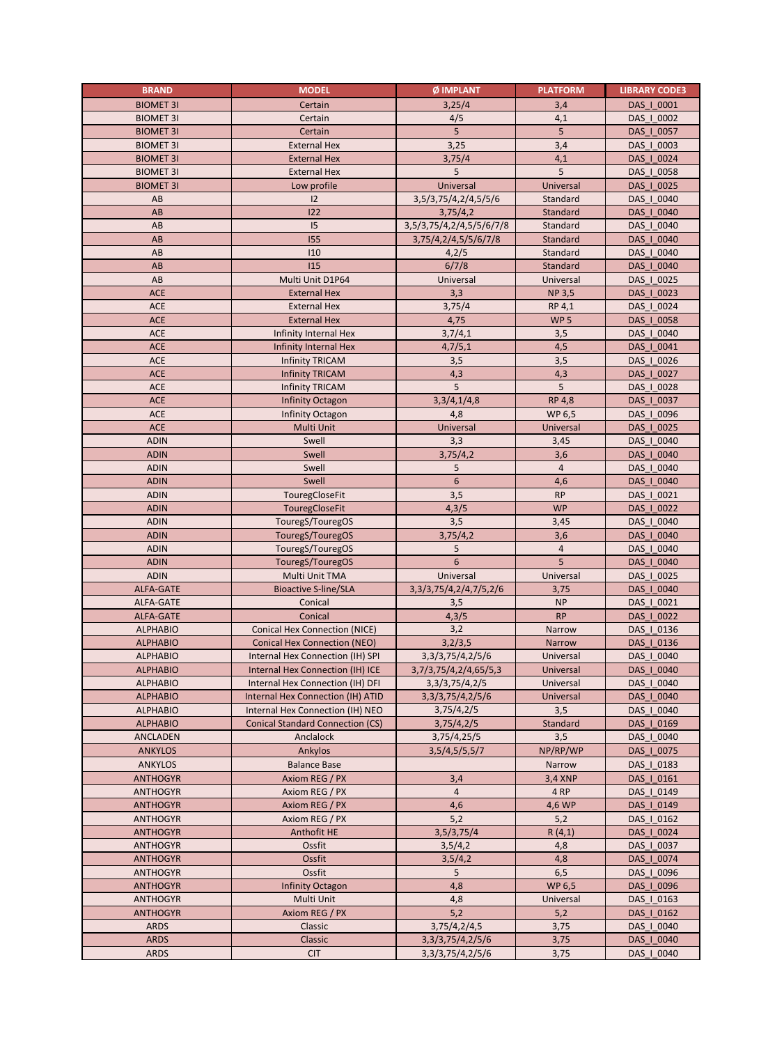| BRAND | MODEL | Ø IMPLANT | PLATFORM | LIBRARY CODE3 |
|---|---|---|---|---|
| BIOMET 3I | Certain | 3,25/4 | 3,4 | DAS_I_0001 |
| BIOMET 3I | Certain | 4/5 | 4,1 | DAS_I_0002 |
| BIOMET 3I | Certain | 5 | 5 | DAS_I_0057 |
| BIOMET 3I | External Hex | 3,25 | 3,4 | DAS_I_0003 |
| BIOMET 3I | External Hex | 3,75/4 | 4,1 | DAS_I_0024 |
| BIOMET 3I | External Hex | 5 | 5 | DAS_I_0058 |
| BIOMET 3I | Low profile | Universal | Universal | DAS_I_0025 |
| AB | I2 | 3,5/3,75/4,2/4,5/5/6 | Standard | DAS_I_0040 |
| AB | I22 | 3,75/4,2 | Standard | DAS_I_0040 |
| AB | I5 | 3,5/3,75/4,2/4,5/5/6/7/8 | Standard | DAS_I_0040 |
| AB | I55 | 3,75/4,2/4,5/5/6/7/8 | Standard | DAS_I_0040 |
| AB | I10 | 4,2/5 | Standard | DAS_I_0040 |
| AB | I15 | 6/7/8 | Standard | DAS_I_0040 |
| AB | Multi Unit D1P64 | Universal | Universal | DAS_I_0025 |
| ACE | External Hex | 3,3 | NP 3,5 | DAS_I_0023 |
| ACE | External Hex | 3,75/4 | RP 4,1 | DAS_I_0024 |
| ACE | External Hex | 4,75 | WP 5 | DAS_I_0058 |
| ACE | Infinity Internal Hex | 3,7/4,1 | 3,5 | DAS_I_0040 |
| ACE | Infinity Internal Hex | 4,7/5,1 | 4,5 | DAS_I_0041 |
| ACE | Infinity TRICAM | 3,5 | 3,5 | DAS_I_0026 |
| ACE | Infinity TRICAM | 4,3 | 4,3 | DAS_I_0027 |
| ACE | Infinity TRICAM | 5 | 5 | DAS_I_0028 |
| ACE | Infinity Octagon | 3,3/4,1/4,8 | RP 4,8 | DAS_I_0037 |
| ACE | Infinity Octagon | 4,8 | WP 6,5 | DAS_I_0096 |
| ACE | Multi Unit | Universal | Universal | DAS_I_0025 |
| ADIN | Swell | 3,3 | 3,45 | DAS_I_0040 |
| ADIN | Swell | 3,75/4,2 | 3,6 | DAS_I_0040 |
| ADIN | Swell | 5 | 4 | DAS_I_0040 |
| ADIN | Swell | 6 | 4,6 | DAS_I_0040 |
| ADIN | TouregCloseFit | 3,5 | RP | DAS_I_0021 |
| ADIN | TouregCloseFit | 4,3/5 | WP | DAS_I_0022 |
| ADIN | TouregS/TouregOS | 3,5 | 3,45 | DAS_I_0040 |
| ADIN | TouregS/TouregOS | 3,75/4,2 | 3,6 | DAS_I_0040 |
| ADIN | TouregS/TouregOS | 5 | 4 | DAS_I_0040 |
| ADIN | TouregS/TouregOS | 6 | 5 | DAS_I_0040 |
| ADIN | Multi Unit TMA | Universal | Universal | DAS_I_0025 |
| ALFA-GATE | Bioactive S-line/SLA | 3,3/3,75/4,2/4,7/5,2/6 | 3,75 | DAS_I_0040 |
| ALFA-GATE | Conical | 3,5 | NP | DAS_I_0021 |
| ALFA-GATE | Conical | 4,3/5 | RP | DAS_I_0022 |
| ALPHABIO | Conical Hex Connection (NICE) | 3,2 | Narrow | DAS_I_0136 |
| ALPHABIO | Conical Hex Connection (NEO) | 3,2/3,5 | Narrow | DAS_I_0136 |
| ALPHABIO | Internal Hex Connection (IH) SPI | 3,3/3,75/4,2/5/6 | Universal | DAS_I_0040 |
| ALPHABIO | Internal Hex Connection (IH) ICE | 3,7/3,75/4,2/4,65/5,3 | Universal | DAS_I_0040 |
| ALPHABIO | Internal Hex Connection (IH) DFI | 3,3/3,75/4,2/5 | Universal | DAS_I_0040 |
| ALPHABIO | Internal Hex Connection (IH) ATID | 3,3/3,75/4,2/5/6 | Universal | DAS_I_0040 |
| ALPHABIO | Internal Hex Connection (IH) NEO | 3,75/4,2/5 | 3,5 | DAS_I_0040 |
| ALPHABIO | Conical Standard Connection (CS) | 3,75/4,2/5 | Standard | DAS_I_0169 |
| ANCLADEN | Anclalock | 3,75/4,25/5 | 3,5 | DAS_I_0040 |
| ANKYLOS | Ankylos | 3,5/4,5/5,5/7 | NP/RP/WP | DAS_I_0075 |
| ANKYLOS | Balance Base | | Narrow | DAS_I_0183 |
| ANTHOGYR | Axiom REG / PX | 3,4 | 3,4 XNP | DAS_I_0161 |
| ANTHOGYR | Axiom REG / PX | 4 | 4 RP | DAS_I_0149 |
| ANTHOGYR | Axiom REG / PX | 4,6 | 4,6 WP | DAS_I_0149 |
| ANTHOGYR | Axiom REG / PX | 5,2 | 5,2 | DAS_I_0162 |
| ANTHOGYR | Anthofit HE | 3,5/3,75/4 | R (4,1) | DAS_I_0024 |
| ANTHOGYR | Ossfit | 3,5/4,2 | 4,8 | DAS_I_0037 |
| ANTHOGYR | Ossfit | 3,5/4,2 | 4,8 | DAS_I_0074 |
| ANTHOGYR | Ossfit | 5 | 6,5 | DAS_I_0096 |
| ANTHOGYR | Infinity Octagon | 4,8 | WP 6,5 | DAS_I_0096 |
| ANTHOGYR | Multi Unit | 4,8 | Universal | DAS_I_0163 |
| ANTHOGYR | Axiom REG / PX | 5,2 | 5,2 | DAS_I_0162 |
| ARDS | Classic | 3,75/4,2/4,5 | 3,75 | DAS_I_0040 |
| ARDS | Classic | 3,3/3,75/4,2/5/6 | 3,75 | DAS_I_0040 |
| ARDS | CIT | 3,3/3,75/4,2/5/6 | 3,75 | DAS_I_0040 |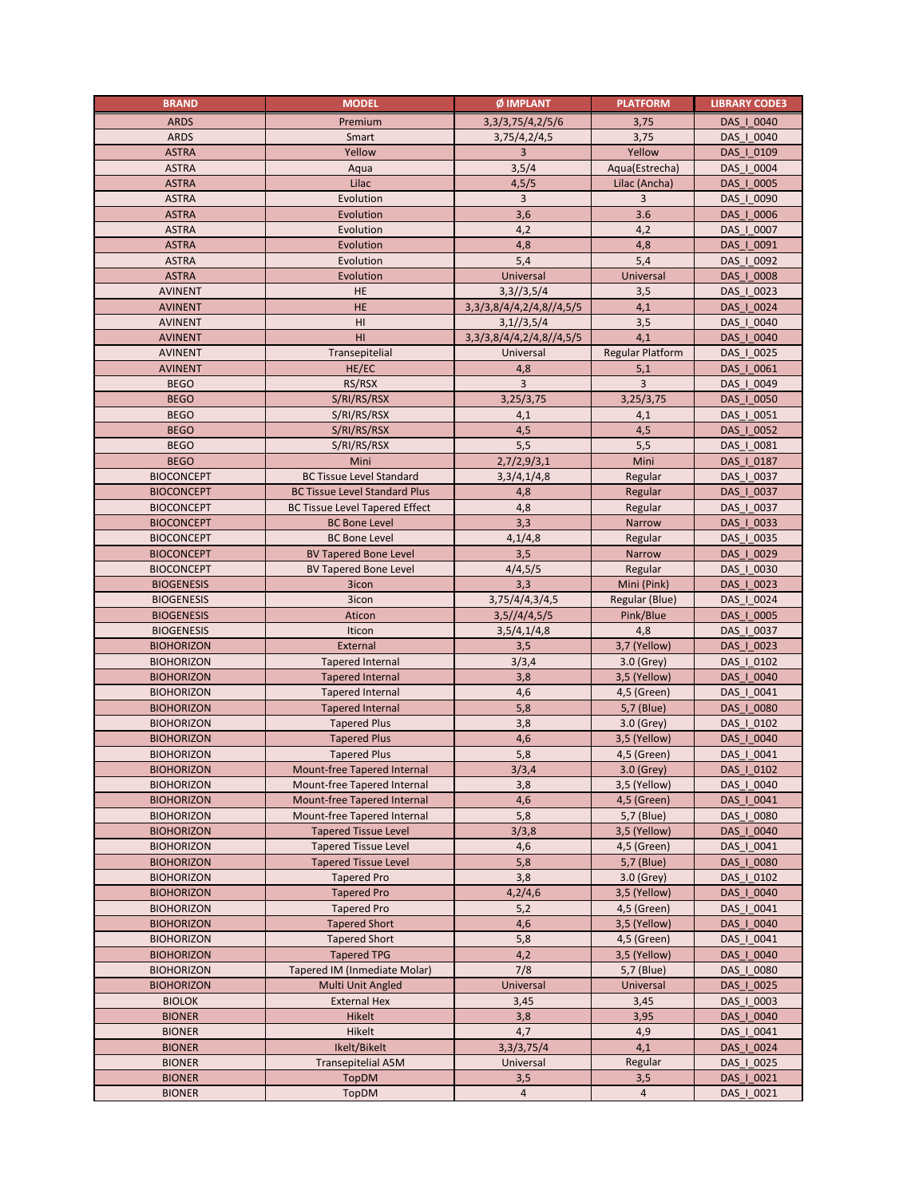| BRAND | MODEL | Ø IMPLANT | PLATFORM | LIBRARY CODE3 |
|---|---|---|---|---|
| ARDS | Premium | 3,3/3,75/4,2/5/6 | 3,75 | DAS_I_0040 |
| ARDS | Smart | 3,75/4,2/4,5 | 3,75 | DAS_I_0040 |
| ASTRA | Yellow | 3 | Yellow | DAS_I_0109 |
| ASTRA | Aqua | 3,5/4 | Aqua(Estrecha) | DAS_I_0004 |
| ASTRA | Lilac | 4,5/5 | Lilac (Ancha) | DAS_I_0005 |
| ASTRA | Evolution | 3 | 3 | DAS_I_0090 |
| ASTRA | Evolution | 3,6 | 3.6 | DAS_I_0006 |
| ASTRA | Evolution | 4,2 | 4,2 | DAS_I_0007 |
| ASTRA | Evolution | 4,8 | 4,8 | DAS_I_0091 |
| ASTRA | Evolution | 5,4 | 5,4 | DAS_I_0092 |
| ASTRA | Evolution | Universal | Universal | DAS_I_0008 |
| AVINENT | HE | 3,3//3,5/4 | 3,5 | DAS_I_0023 |
| AVINENT | HE | 3,3/3,8/4/4,2/4,8//4,5/5 | 4,1 | DAS_I_0024 |
| AVINENT | HI | 3,1//3,5/4 | 3,5 | DAS_I_0040 |
| AVINENT | HI | 3,3/3,8/4/4,2/4,8//4,5/5 | 4,1 | DAS_I_0040 |
| AVINENT | Transepitelial | Universal | Regular Platform | DAS_I_0025 |
| AVINENT | HE/EC | 4,8 | 5,1 | DAS_I_0061 |
| BEGO | RS/RSX | 3 | 3 | DAS_I_0049 |
| BEGO | S/RI/RS/RSX | 3,25/3,75 | 3,25/3,75 | DAS_I_0050 |
| BEGO | S/RI/RS/RSX | 4,1 | 4,1 | DAS_I_0051 |
| BEGO | S/RI/RS/RSX | 4,5 | 4,5 | DAS_I_0052 |
| BEGO | S/RI/RS/RSX | 5,5 | 5,5 | DAS_I_0081 |
| BEGO | Mini | 2,7/2,9/3,1 | Mini | DAS_I_0187 |
| BIOCONCEPT | BC Tissue Level Standard | 3,3/4,1/4,8 | Regular | DAS_I_0037 |
| BIOCONCEPT | BC Tissue Level Standard Plus | 4,8 | Regular | DAS_I_0037 |
| BIOCONCEPT | BC Tissue Level Tapered Effect | 4,8 | Regular | DAS_I_0037 |
| BIOCONCEPT | BC Bone Level | 3,3 | Narrow | DAS_I_0033 |
| BIOCONCEPT | BC Bone Level | 4,1/4,8 | Regular | DAS_I_0035 |
| BIOCONCEPT | BV Tapered Bone Level | 3,5 | Narrow | DAS_I_0029 |
| BIOCONCEPT | BV Tapered Bone Level | 4/4,5/5 | Regular | DAS_I_0030 |
| BIOGENESIS | 3icon | 3,3 | Mini (Pink) | DAS_I_0023 |
| BIOGENESIS | 3icon | 3,75/4/4,3/4,5 | Regular (Blue) | DAS_I_0024 |
| BIOGENESIS | Aticon | 3,5//4/4,5/5 | Pink/Blue | DAS_I_0005 |
| BIOGENESIS | Iticon | 3,5/4,1/4,8 | 4,8 | DAS_I_0037 |
| BIOHORIZON | External | 3,5 | 3,7 (Yellow) | DAS_I_0023 |
| BIOHORIZON | Tapered Internal | 3/3,4 | 3.0 (Grey) | DAS_I_0102 |
| BIOHORIZON | Tapered Internal | 3,8 | 3,5 (Yellow) | DAS_I_0040 |
| BIOHORIZON | Tapered Internal | 4,6 | 4,5 (Green) | DAS_I_0041 |
| BIOHORIZON | Tapered Internal | 5,8 | 5,7 (Blue) | DAS_I_0080 |
| BIOHORIZON | Tapered Plus | 3,8 | 3.0 (Grey) | DAS_I_0102 |
| BIOHORIZON | Tapered Plus | 4,6 | 3,5 (Yellow) | DAS_I_0040 |
| BIOHORIZON | Tapered Plus | 5,8 | 4,5 (Green) | DAS_I_0041 |
| BIOHORIZON | Mount-free Tapered Internal | 3/3,4 | 3.0 (Grey) | DAS_I_0102 |
| BIOHORIZON | Mount-free Tapered Internal | 3,8 | 3,5 (Yellow) | DAS_I_0040 |
| BIOHORIZON | Mount-free Tapered Internal | 4,6 | 4,5 (Green) | DAS_I_0041 |
| BIOHORIZON | Mount-free Tapered Internal | 5,8 | 5,7 (Blue) | DAS_I_0080 |
| BIOHORIZON | Tapered Tissue Level | 3/3,8 | 3,5 (Yellow) | DAS_I_0040 |
| BIOHORIZON | Tapered Tissue Level | 4,6 | 4,5 (Green) | DAS_I_0041 |
| BIOHORIZON | Tapered Tissue Level | 5,8 | 5,7 (Blue) | DAS_I_0080 |
| BIOHORIZON | Tapered Pro | 3,8 | 3.0 (Grey) | DAS_I_0102 |
| BIOHORIZON | Tapered Pro | 4,2/4,6 | 3,5 (Yellow) | DAS_I_0040 |
| BIOHORIZON | Tapered Pro | 5,2 | 4,5 (Green) | DAS_I_0041 |
| BIOHORIZON | Tapered Short | 4,6 | 3,5 (Yellow) | DAS_I_0040 |
| BIOHORIZON | Tapered Short | 5,8 | 4,5 (Green) | DAS_I_0041 |
| BIOHORIZON | Tapered TPG | 4,2 | 3,5 (Yellow) | DAS_I_0040 |
| BIOHORIZON | Tapered IM (Inmediate Molar) | 7/8 | 5,7 (Blue) | DAS_I_0080 |
| BIOHORIZON | Multi Unit Angled | Universal | Universal | DAS_I_0025 |
| BIOLOK | External Hex | 3,45 | 3,45 | DAS_I_0003 |
| BIONER | Hikelt | 3,8 | 3,95 | DAS_I_0040 |
| BIONER | Hikelt | 4,7 | 4,9 | DAS_I_0041 |
| BIONER | Ikelt/Bikelt | 3,3/3,75/4 | 4,1 | DAS_I_0024 |
| BIONER | Transepitelial A5M | Universal | Regular | DAS_I_0025 |
| BIONER | TopDM | 3,5 | 3,5 | DAS_I_0021 |
| BIONER | TopDM | 4 | 4 | DAS_I_0021 |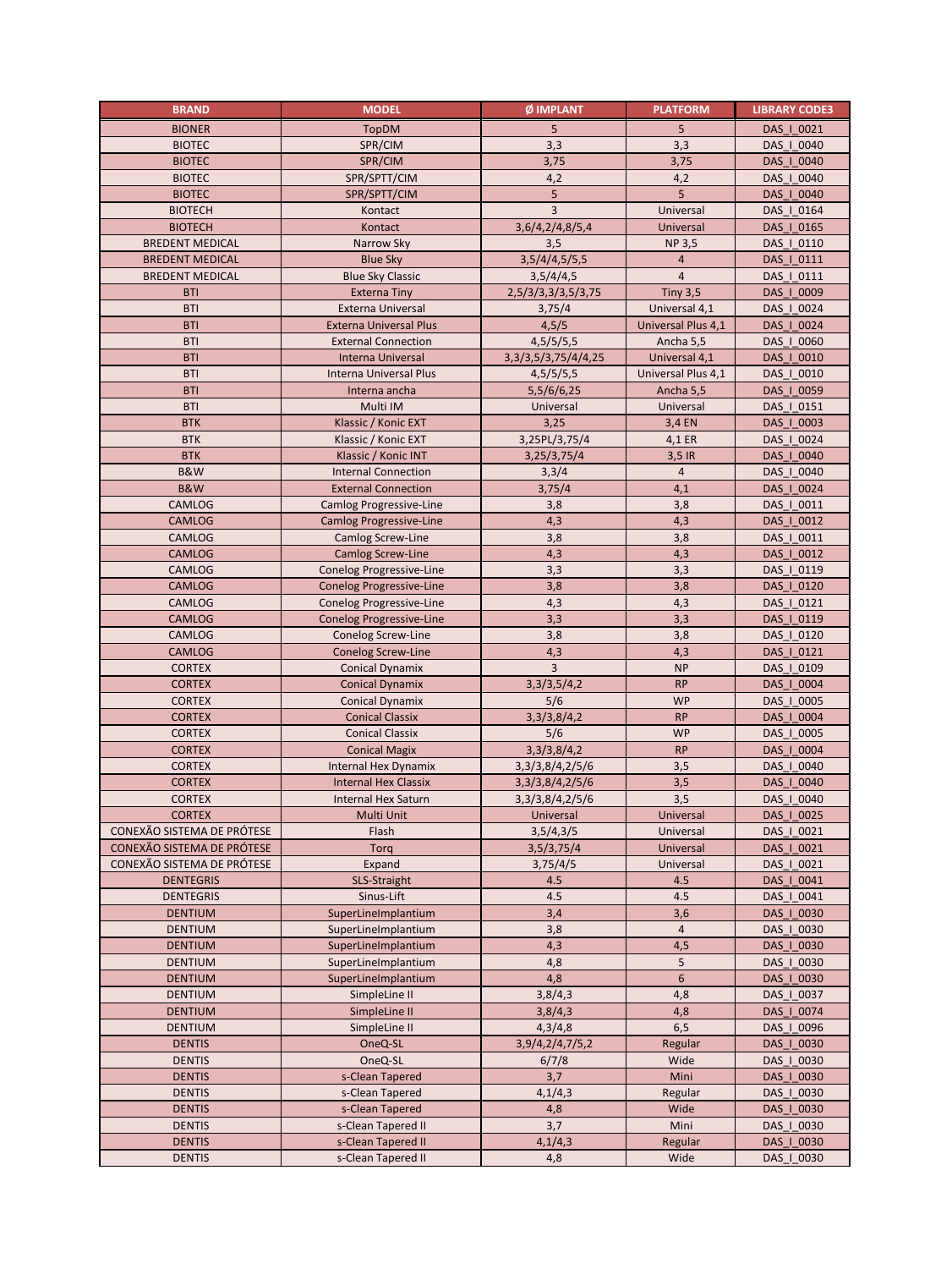| BRAND | MODEL | Ø IMPLANT | PLATFORM | LIBRARY CODE3 |
|---|---|---|---|---|
| BIONER | TopDM | 5 | 5 | DAS_I_0021 |
| BIOTEC | SPR/CIM | 3,3 | 3,3 | DAS_I_0040 |
| BIOTEC | SPR/CIM | 3,75 | 3,75 | DAS_I_0040 |
| BIOTEC | SPR/SPTT/CIM | 4,2 | 4,2 | DAS_I_0040 |
| BIOTEC | SPR/SPTT/CIM | 5 | 5 | DAS_I_0040 |
| BIOTECH | Kontact | 3 | Universal | DAS_I_0164 |
| BIOTECH | Kontact | 3,6/4,2/4,8/5,4 | Universal | DAS_I_0165 |
| BREDENT MEDICAL | Narrow Sky | 3,5 | NP 3,5 | DAS_I_0110 |
| BREDENT MEDICAL | Blue Sky | 3,5/4/4,5/5,5 | 4 | DAS_I_0111 |
| BREDENT MEDICAL | Blue Sky Classic | 3,5/4/4,5 | 4 | DAS_I_0111 |
| BTI | Externa Tiny | 2,5/3/3,3/3,5/3,75 | Tiny 3,5 | DAS_I_0009 |
| BTI | Externa Universal | 3,75/4 | Universal 4,1 | DAS_I_0024 |
| BTI | Externa Universal Plus | 4,5/5 | Universal Plus 4,1 | DAS_I_0024 |
| BTI | External Connection | 4,5/5/5,5 | Ancha 5,5 | DAS_I_0060 |
| BTI | Interna Universal | 3,3/3,5/3,75/4/4,25 | Universal 4,1 | DAS_I_0010 |
| BTI | Interna Universal Plus | 4,5/5/5,5 | Universal Plus 4,1 | DAS_I_0010 |
| BTI | Interna ancha | 5,5/6/6,25 | Ancha 5,5 | DAS_I_0059 |
| BTI | Multi IM | Universal | Universal | DAS_I_0151 |
| BTK | Klassic / Konic EXT | 3,25 | 3,4 EN | DAS_I_0003 |
| BTK | Klassic / Konic EXT | 3,25PL/3,75/4 | 4,1 ER | DAS_I_0024 |
| BTK | Klassic / Konic INT | 3,25/3,75/4 | 3,5 IR | DAS_I_0040 |
| B&W | Internal Connection | 3,3/4 | 4 | DAS_I_0040 |
| B&W | External Connection | 3,75/4 | 4,1 | DAS_I_0024 |
| CAMLOG | Camlog Progressive-Line | 3,8 | 3,8 | DAS_I_0011 |
| CAMLOG | Camlog Progressive-Line | 4,3 | 4,3 | DAS_I_0012 |
| CAMLOG | Camlog Screw-Line | 3,8 | 3,8 | DAS_I_0011 |
| CAMLOG | Camlog Screw-Line | 4,3 | 4,3 | DAS_I_0012 |
| CAMLOG | Conelog Progressive-Line | 3,3 | 3,3 | DAS_I_0119 |
| CAMLOG | Conelog Progressive-Line | 3,8 | 3,8 | DAS_I_0120 |
| CAMLOG | Conelog Progressive-Line | 4,3 | 4,3 | DAS_I_0121 |
| CAMLOG | Conelog Progressive-Line | 3,3 | 3,3 | DAS_I_0119 |
| CAMLOG | Conelog Screw-Line | 3,8 | 3,8 | DAS_I_0120 |
| CAMLOG | Conelog Screw-Line | 4,3 | 4,3 | DAS_I_0121 |
| CORTEX | Conical Dynamix | 3 | NP | DAS_I_0109 |
| CORTEX | Conical Dynamix | 3,3/3,5/4,2 | RP | DAS_I_0004 |
| CORTEX | Conical Dynamix | 5/6 | WP | DAS_I_0005 |
| CORTEX | Conical Classix | 3,3/3,8/4,2 | RP | DAS_I_0004 |
| CORTEX | Conical Classix | 5/6 | WP | DAS_I_0005 |
| CORTEX | Conical Magix | 3,3/3,8/4,2 | RP | DAS_I_0004 |
| CORTEX | Internal Hex Dynamix | 3,3/3,8/4,2/5/6 | 3,5 | DAS_I_0040 |
| CORTEX | Internal Hex Classix | 3,3/3,8/4,2/5/6 | 3,5 | DAS_I_0040 |
| CORTEX | Internal Hex Saturn | 3,3/3,8/4,2/5/6 | 3,5 | DAS_I_0040 |
| CORTEX | Multi Unit | Universal | Universal | DAS_I_0025 |
| CONEXÃO SISTEMA DE PRÓTESE | Flash | 3,5/4,3/5 | Universal | DAS_I_0021 |
| CONEXÃO SISTEMA DE PRÓTESE | Torq | 3,5/3,75/4 | Universal | DAS_I_0021 |
| CONEXÃO SISTEMA DE PRÓTESE | Expand | 3,75/4/5 | Universal | DAS_I_0021 |
| DENTEGRIS | SLS-Straight | 4.5 | 4.5 | DAS_I_0041 |
| DENTEGRIS | Sinus-Lift | 4.5 | 4.5 | DAS_I_0041 |
| DENTIUM | SuperLineImplantium | 3,4 | 3,6 | DAS_I_0030 |
| DENTIUM | SuperLineImplantium | 3,8 | 4 | DAS_I_0030 |
| DENTIUM | SuperLineImplantium | 4,3 | 4,5 | DAS_I_0030 |
| DENTIUM | SuperLineImplantium | 4,8 | 5 | DAS_I_0030 |
| DENTIUM | SuperLineImplantium | 4,8 | 6 | DAS_I_0030 |
| DENTIUM | SimpleLine II | 3,8/4,3 | 4,8 | DAS_I_0037 |
| DENTIUM | SimpleLine II | 3,8/4,3 | 4,8 | DAS_I_0074 |
| DENTIUM | SimpleLine II | 4,3/4,8 | 6,5 | DAS_I_0096 |
| DENTIS | OneQ-SL | 3,9/4,2/4,7/5,2 | Regular | DAS_I_0030 |
| DENTIS | OneQ-SL | 6/7/8 | Wide | DAS_I_0030 |
| DENTIS | s-Clean Tapered | 3,7 | Mini | DAS_I_0030 |
| DENTIS | s-Clean Tapered | 4,1/4,3 | Regular | DAS_I_0030 |
| DENTIS | s-Clean Tapered | 4,8 | Wide | DAS_I_0030 |
| DENTIS | s-Clean Tapered II | 3,7 | Mini | DAS_I_0030 |
| DENTIS | s-Clean Tapered II | 4,1/4,3 | Regular | DAS_I_0030 |
| DENTIS | s-Clean Tapered II | 4,8 | Wide | DAS_I_0030 |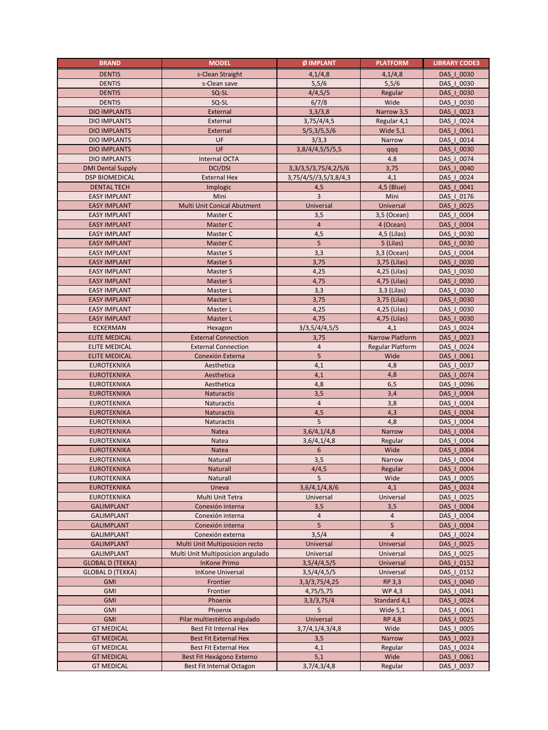| BRAND | MODEL | Ø IMPLANT | PLATFORM | LIBRARY CODE3 |
|---|---|---|---|---|
| DENTIS | s-Clean Straight | 4,1/4,8 | 4,1/4,8 | DAS_I_0030 |
| DENTIS | s-Clean save | 5,5/6 | 5,5/6 | DAS_I_0030 |
| DENTIS | SQ-SL | 4/4,5/5 | Regular | DAS_I_0030 |
| DENTIS | SQ-SL | 6/7/8 | Wide | DAS_I_0030 |
| DIO IMPLANTS | External | 3,3/3,8 | Narrow 3,5 | DAS_I_0023 |
| DIO IMPLANTS | External | 3,75/4/4,5 | Regular 4,1 | DAS_I_0024 |
| DIO IMPLANTS | External | 5/5,3/5,5/6 | Wide 5,1 | DAS_I_0061 |
| DIO IMPLANTS | UF | 3/3,3 | Narrow | DAS_I_0014 |
| DIO IMPLANTS | UF | 3,8/4/4,5/5/5,5 | qqq | DAS_I_0030 |
| DIO IMPLANTS | Internal OCTA | | 4.8 | DAS_I_0074 |
| DMI Dental Supply | DCI/DSI | 3,3/3,5/3,75/4,2/5/6 | 3,75 | DAS_I_0040 |
| DSP BIOMEDICAL | External Hex | 3,75/4/5//3,5/3,8/4,3 | 4,1 | DAS_I_0024 |
| DENTAL TECH | Implogic | 4,5 | 4,5 (Blue) | DAS_I_0041 |
| EASY IMPLANT | Mini | 3 | Mini | DAS_I_0176 |
| EASY IMPLANT | Multi Unit Conical Abutment | Universal | Universal | DAS_I_0025 |
| EASY IMPLANT | Master C | 3,5 | 3,5 (Ocean) | DAS_I_0004 |
| EASY IMPLANT | Master C | 4 | 4 (Ocean) | DAS_I_0004 |
| EASY IMPLANT | Master C | 4,5 | 4,5 (Lilas) | DAS_I_0030 |
| EASY IMPLANT | Master C | 5 | 5 (Lilas) | DAS_I_0030 |
| EASY IMPLANT | Master S | 3,3 | 3,3 (Ocean) | DAS_I_0004 |
| EASY IMPLANT | Master S | 3,75 | 3,75 (Lilas) | DAS_I_0030 |
| EASY IMPLANT | Master S | 4,25 | 4,25 (Lilas) | DAS_I_0030 |
| EASY IMPLANT | Master S | 4,75 | 4,75 (Lilas) | DAS_I_0030 |
| EASY IMPLANT | Master L | 3,3 | 3,3 (Lilas) | DAS_I_0030 |
| EASY IMPLANT | Master L | 3,75 | 3,75 (Lilas) | DAS_I_0030 |
| EASY IMPLANT | Master L | 4,25 | 4,25 (Lilas) | DAS_I_0030 |
| EASY IMPLANT | Master L | 4,75 | 4,75 (Lilas) | DAS_I_0030 |
| ECKERMAN | Hexagon | 3/3,5/4/4,5/5 | 4,1 | DAS_I_0024 |
| ELITE MEDICAL | External Connection | 3,75 | Narrow Platform | DAS_I_0023 |
| ELITE MEDICAL | External Connection | 4 | Regular Platform | DAS_I_0024 |
| ELITE MEDICAL | Conexión Externa | 5 | Wide | DAS_I_0061 |
| EUROTEKNIKA | Aesthetica | 4,1 | 4,8 | DAS_I_0037 |
| EUROTEKNIKA | Aesthetica | 4,1 | 4,8 | DAS_I_0074 |
| EUROTEKNIKA | Aesthetica | 4,8 | 6,5 | DAS_I_0096 |
| EUROTEKNIKA | Naturactis | 3,5 | 3,4 | DAS_I_0004 |
| EUROTEKNIKA | Naturactis | 4 | 3,8 | DAS_I_0004 |
| EUROTEKNIKA | Naturactis | 4,5 | 4,3 | DAS_I_0004 |
| EUROTEKNIKA | Naturactis | 5 | 4,8 | DAS_I_0004 |
| EUROTEKNIKA | Natea | 3,6/4,1/4,8 | Narrow | DAS_I_0004 |
| EUROTEKNIKA | Natea | 3,6/4,1/4,8 | Regular | DAS_I_0004 |
| EUROTEKNIKA | Natea | 6 | Wide | DAS_I_0004 |
| EUROTEKNIKA | Naturall | 3,5 | Narrow | DAS_I_0004 |
| EUROTEKNIKA | Naturall | 4/4,5 | Regular | DAS_I_0004 |
| EUROTEKNIKA | Naturall | 5 | Wide | DAS_I_0005 |
| EUROTEKNIKA | Uneva | 3,6/4,1/4,8/6 | 4,1 | DAS_I_0024 |
| EUROTEKNIKA | Multi Unit Tetra | Universal | Universal | DAS_I_0025 |
| GALIMPLANT | Conexión interna | 3,5 | 3,5 | DAS_I_0004 |
| GALIMPLANT | Conexión interna | 4 | 4 | DAS_I_0004 |
| GALIMPLANT | Conexión interna | 5 | 5 | DAS_I_0004 |
| GALIMPLANT | Conexión externa | 3,5/4 | 4 | DAS_I_0024 |
| GALIMPLANT | Multi Unit Multiposicion recto | Universal | Universal | DAS_I_0025 |
| GALIMPLANT | Multi Unit Multiposicion angulado | Universal | Universal | DAS_I_0025 |
| GLOBAL D (TEKKA) | InKone Primo | 3,5/4/4,5/5 | Universal | DAS_I_0152 |
| GLOBAL D (TEKKA) | InKone Universal | 3,5/4/4,5/5 | Universal | DAS_I_0152 |
| GMI | Frontier | 3,3/3,75/4,25 | RP 3,3 | DAS_I_0040 |
| GMI | Frontier | 4,75/5,75 | WP 4,3 | DAS_I_0041 |
| GMI | Phoenix | 3,3/3,75/4 | Standard 4,1 | DAS_I_0024 |
| GMI | Phoenix | 5 | Wide 5,1 | DAS_I_0061 |
| GMI | Pilar multiestético angulado | Universal | RP 4,8 | DAS_I_0025 |
| GT MEDICAL | Best Fit Internal Hex | 3,7/4,1/4,3/4,8 | Wide | DAS_I_0005 |
| GT MEDICAL | Best Fit External Hex | 3,5 | Narrow | DAS_I_0023 |
| GT MEDICAL | Best Fit External Hex | 4,1 | Regular | DAS_I_0024 |
| GT MEDICAL | Best Fit Hexágono Externo | 5,1 | Wide | DAS_I_0061 |
| GT MEDICAL | Best Fit Internal Octagon | 3,7/4,3/4,8 | Regular | DAS_I_0037 |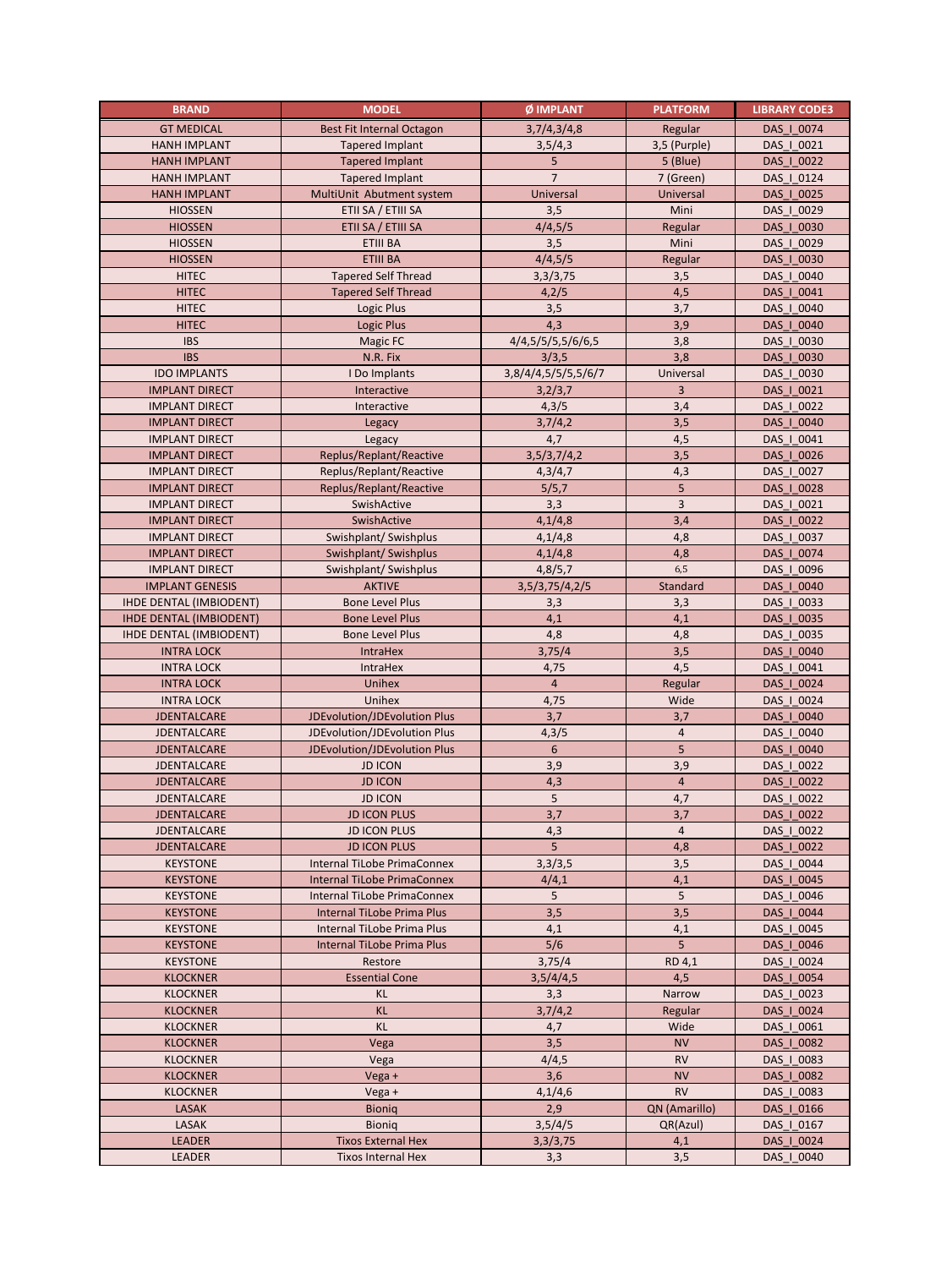| BRAND | MODEL | Ø IMPLANT | PLATFORM | LIBRARY CODE3 |
| --- | --- | --- | --- | --- |
| GT MEDICAL | Best Fit Internal Octagon | 3,7/4,3/4,8 | Regular | DAS_I_0074 |
| HANH IMPLANT | Tapered Implant | 3,5/4,3 | 3,5 (Purple) | DAS_I_0021 |
| HANH IMPLANT | Tapered Implant | 5 | 5 (Blue) | DAS_I_0022 |
| HANH IMPLANT | Tapered Implant | 7 | 7 (Green) | DAS_I_0124 |
| HANH IMPLANT | MultiUnit Abutment system | Universal | Universal | DAS_I_0025 |
| HIOSSEN | ETII SA / ETIII SA | 3,5 | Mini | DAS_I_0029 |
| HIOSSEN | ETII SA / ETIII SA | 4/4,5/5 | Regular | DAS_I_0030 |
| HIOSSEN | ETIII BA | 3,5 | Mini | DAS_I_0029 |
| HIOSSEN | ETIII BA | 4/4,5/5 | Regular | DAS_I_0030 |
| HITEC | Tapered Self Thread | 3,3/3,75 | 3,5 | DAS_I_0040 |
| HITEC | Tapered Self Thread | 4,2/5 | 4,5 | DAS_I_0041 |
| HITEC | Logic Plus | 3,5 | 3,7 | DAS_I_0040 |
| HITEC | Logic Plus | 4,3 | 3,9 | DAS_I_0040 |
| IBS | Magic FC | 4/4,5/5/5,5/6/6,5 | 3,8 | DAS_I_0030 |
| IBS | N.R. Fix | 3/3,5 | 3,8 | DAS_I_0030 |
| IDO IMPLANTS | I Do Implants | 3,8/4/4,5/5/5,5/6/7 | Universal | DAS_I_0030 |
| IMPLANT DIRECT | Interactive | 3,2/3,7 | 3 | DAS_I_0021 |
| IMPLANT DIRECT | Interactive | 4,3/5 | 3,4 | DAS_I_0022 |
| IMPLANT DIRECT | Legacy | 3,7/4,2 | 3,5 | DAS_I_0040 |
| IMPLANT DIRECT | Legacy | 4,7 | 4,5 | DAS_I_0041 |
| IMPLANT DIRECT | Replus/Replant/Reactive | 3,5/3,7/4,2 | 3,5 | DAS_I_0026 |
| IMPLANT DIRECT | Replus/Replant/Reactive | 4,3/4,7 | 4,3 | DAS_I_0027 |
| IMPLANT DIRECT | Replus/Replant/Reactive | 5/5,7 | 5 | DAS_I_0028 |
| IMPLANT DIRECT | SwishActive | 3,3 | 3 | DAS_I_0021 |
| IMPLANT DIRECT | SwishActive | 4,1/4,8 | 3,4 | DAS_I_0022 |
| IMPLANT DIRECT | Swishplant/ Swishplus | 4,1/4,8 | 4,8 | DAS_I_0037 |
| IMPLANT DIRECT | Swishplant/ Swishplus | 4,1/4,8 | 4,8 | DAS_I_0074 |
| IMPLANT DIRECT | Swishplant/ Swishplus | 4,8/5,7 | 6,5 | DAS_I_0096 |
| IMPLANT GENESIS | AKTIVE | 3,5/3,75/4,2/5 | Standard | DAS_I_0040 |
| IHDE DENTAL (IMBIODENT) | Bone Level Plus | 3,3 | 3,3 | DAS_I_0033 |
| IHDE DENTAL (IMBIODENT) | Bone Level Plus | 4,1 | 4,1 | DAS_I_0035 |
| IHDE DENTAL (IMBIODENT) | Bone Level Plus | 4,8 | 4,8 | DAS_I_0035 |
| INTRA LOCK | IntraHex | 3,75/4 | 3,5 | DAS_I_0040 |
| INTRA LOCK | IntraHex | 4,75 | 4,5 | DAS_I_0041 |
| INTRA LOCK | Unihex | 4 | Regular | DAS_I_0024 |
| INTRA LOCK | Unihex | 4,75 | Wide | DAS_I_0024 |
| JDENTALCARE | JDEvolution/JDEvolution Plus | 3,7 | 3,7 | DAS_I_0040 |
| JDENTALCARE | JDEvolution/JDEvolution Plus | 4,3/5 | 4 | DAS_I_0040 |
| JDENTALCARE | JDEvolution/JDEvolution Plus | 6 | 5 | DAS_I_0040 |
| JDENTALCARE | JD ICON | 3,9 | 3,9 | DAS_I_0022 |
| JDENTALCARE | JD ICON | 4,3 | 4 | DAS_I_0022 |
| JDENTALCARE | JD ICON | 5 | 4,7 | DAS_I_0022 |
| JDENTALCARE | JD ICON PLUS | 3,7 | 3,7 | DAS_I_0022 |
| JDENTALCARE | JD ICON PLUS | 4,3 | 4 | DAS_I_0022 |
| JDENTALCARE | JD ICON PLUS | 5 | 4,8 | DAS_I_0022 |
| KEYSTONE | Internal TiLobe PrimaConnex | 3,3/3,5 | 3,5 | DAS_I_0044 |
| KEYSTONE | Internal TiLobe PrimaConnex | 4/4,1 | 4,1 | DAS_I_0045 |
| KEYSTONE | Internal TiLobe PrimaConnex | 5 | 5 | DAS_I_0046 |
| KEYSTONE | Internal TiLobe Prima Plus | 3,5 | 3,5 | DAS_I_0044 |
| KEYSTONE | Internal TiLobe Prima Plus | 4,1 | 4,1 | DAS_I_0045 |
| KEYSTONE | Internal TiLobe Prima Plus | 5/6 | 5 | DAS_I_0046 |
| KEYSTONE | Restore | 3,75/4 | RD 4,1 | DAS_I_0024 |
| KLOCKNER | Essential Cone | 3,5/4/4,5 | 4,5 | DAS_I_0054 |
| KLOCKNER | KL | 3,3 | Narrow | DAS_I_0023 |
| KLOCKNER | KL | 3,7/4,2 | Regular | DAS_I_0024 |
| KLOCKNER | KL | 4,7 | Wide | DAS_I_0061 |
| KLOCKNER | Vega | 3,5 | NV | DAS_I_0082 |
| KLOCKNER | Vega | 4/4,5 | RV | DAS_I_0083 |
| KLOCKNER | Vega + | 3,6 | NV | DAS_I_0082 |
| KLOCKNER | Vega + | 4,1/4,6 | RV | DAS_I_0083 |
| LASAK | Bioniq | 2,9 | QN (Amarillo) | DAS_I_0166 |
| LASAK | Bioniq | 3,5/4/4,5 | QR(Azul) | DAS_I_0167 |
| LEADER | Tixos External Hex | 3,3/3,75 | 4,1 | DAS_I_0024 |
| LEADER | Tixos Internal Hex | 3,3 | 3,5 | DAS_I_0040 |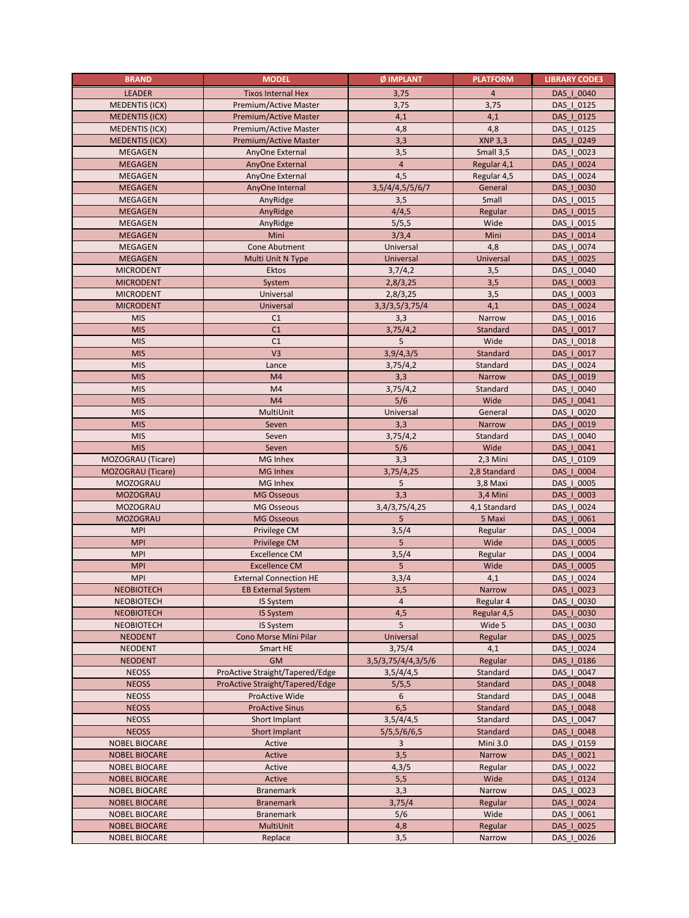| BRAND | MODEL | Ø IMPLANT | PLATFORM | LIBRARY CODE3 |
|---|---|---|---|---|
| LEADER | Tixos Internal Hex | 3,75 | 4 | DAS_I_0040 |
| MEDENTIS (ICX) | Premium/Active Master | 3,75 | 3,75 | DAS_I_0125 |
| MEDENTIS (ICX) | Premium/Active Master | 4,1 | 4,1 | DAS_I_0125 |
| MEDENTIS (ICX) | Premium/Active Master | 4,8 | 4,8 | DAS_I_0125 |
| MEDENTIS (ICX) | Premium/Active Master | 3,3 | XNP 3,3 | DAS_I_0249 |
| MEGAGEN | AnyOne External | 3,5 | Small 3,5 | DAS_I_0023 |
| MEGAGEN | AnyOne External | 4 | Regular 4,1 | DAS_I_0024 |
| MEGAGEN | AnyOne External | 4,5 | Regular 4,5 | DAS_I_0024 |
| MEGAGEN | AnyOne Internal | 3,5/4/4,5/5/6/7 | General | DAS_I_0030 |
| MEGAGEN | AnyRidge | 3,5 | Small | DAS_I_0015 |
| MEGAGEN | AnyRidge | 4/4,5 | Regular | DAS_I_0015 |
| MEGAGEN | AnyRidge | 5/5,5 | Wide | DAS_I_0015 |
| MEGAGEN | Mini | 3/3,4 | Mini | DAS_I_0014 |
| MEGAGEN | Cone Abutment | Universal | 4,8 | DAS_I_0074 |
| MEGAGEN | Multi Unit N Type | Universal | Universal | DAS_I_0025 |
| MICRODENT | Ektos | 3,7/4,2 | 3,5 | DAS_I_0040 |
| MICRODENT | System | 2,8/3,25 | 3,5 | DAS_I_0003 |
| MICRODENT | Universal | 2,8/3,25 | 3,5 | DAS_I_0003 |
| MICRODENT | Universal | 3,3/3,5/3,75/4 | 4,1 | DAS_I_0024 |
| MIS | C1 | 3,3 | Narrow | DAS_I_0016 |
| MIS | C1 | 3,75/4,2 | Standard | DAS_I_0017 |
| MIS | C1 | 5 | Wide | DAS_I_0018 |
| MIS | V3 | 3,9/4,3/5 | Standard | DAS_I_0017 |
| MIS | Lance | 3,75/4,2 | Standard | DAS_I_0024 |
| MIS | M4 | 3,3 | Narrow | DAS_I_0019 |
| MIS | M4 | 3,75/4,2 | Standard | DAS_I_0040 |
| MIS | M4 | 5/6 | Wide | DAS_I_0041 |
| MIS | MultiUnit | Universal | General | DAS_I_0020 |
| MIS | Seven | 3,3 | Narrow | DAS_I_0019 |
| MIS | Seven | 3,75/4,2 | Standard | DAS_I_0040 |
| MIS | Seven | 5/6 | Wide | DAS_I_0041 |
| MOZOGRAU (Ticare) | MG Inhex | 3,3 | 2,3 Mini | DAS_I_0109 |
| MOZOGRAU (Ticare) | MG Inhex | 3,75/4,25 | 2,8 Standard | DAS_I_0004 |
| MOZOGRAU | MG Inhex | 5 | 3,8 Maxi | DAS_I_0005 |
| MOZOGRAU | MG Osseous | 3,3 | 3,4 Mini | DAS_I_0003 |
| MOZOGRAU | MG Osseous | 3,4/3,75/4,25 | 4,1 Standard | DAS_I_0024 |
| MOZOGRAU | MG Osseous | 5 | 5 Maxi | DAS_I_0061 |
| MPI | Privilege CM | 3,5/4 | Regular | DAS_I_0004 |
| MPI | Privilege CM | 5 | Wide | DAS_I_0005 |
| MPI | Excellence CM | 3,5/4 | Regular | DAS_I_0004 |
| MPI | Excellence CM | 5 | Wide | DAS_I_0005 |
| MPI | External Connection HE | 3,3/4 | 4,1 | DAS_I_0024 |
| NEOBIOTECH | EB External System | 3,5 | Narrow | DAS_I_0023 |
| NEOBIOTECH | IS System | 4 | Regular 4 | DAS_I_0030 |
| NEOBIOTECH | IS System | 4,5 | Regular 4,5 | DAS_I_0030 |
| NEOBIOTECH | IS System | 5 | Wide 5 | DAS_I_0030 |
| NEODENT | Cono Morse Mini Pilar | Universal | Regular | DAS_I_0025 |
| NEODENT | Smart HE | 3,75/4 | 4,1 | DAS_I_0024 |
| NEODENT | GM | 3,5/3,75/4/4,3/5/6 | Regular | DAS_I_0186 |
| NEOSS | ProActive Straight/Tapered/Edge | 3,5/4/4,5 | Standard | DAS_I_0047 |
| NEOSS | ProActive Straight/Tapered/Edge | 5/5,5 | Standard | DAS_I_0048 |
| NEOSS | ProActive Wide | 6 | Standard | DAS_I_0048 |
| NEOSS | ProActive Sinus | 6,5 | Standard | DAS_I_0048 |
| NEOSS | Short Implant | 3,5/4/4,5 | Standard | DAS_I_0047 |
| NEOSS | Short Implant | 5/5,5/6/6,5 | Standard | DAS_I_0048 |
| NOBEL BIOCARE | Active | 3 | Mini 3.0 | DAS_I_0159 |
| NOBEL BIOCARE | Active | 3,5 | Narrow | DAS_I_0021 |
| NOBEL BIOCARE | Active | 4,3/5 | Regular | DAS_I_0022 |
| NOBEL BIOCARE | Active | 5,5 | Wide | DAS_I_0124 |
| NOBEL BIOCARE | Branemark | 3,3 | Narrow | DAS_I_0023 |
| NOBEL BIOCARE | Branemark | 3,75/4 | Regular | DAS_I_0024 |
| NOBEL BIOCARE | Branemark | 5/6 | Wide | DAS_I_0061 |
| NOBEL BIOCARE | MultiUnit | 4,8 | Regular | DAS_I_0025 |
| NOBEL BIOCARE | Replace | 3,5 | Narrow | DAS_I_0026 |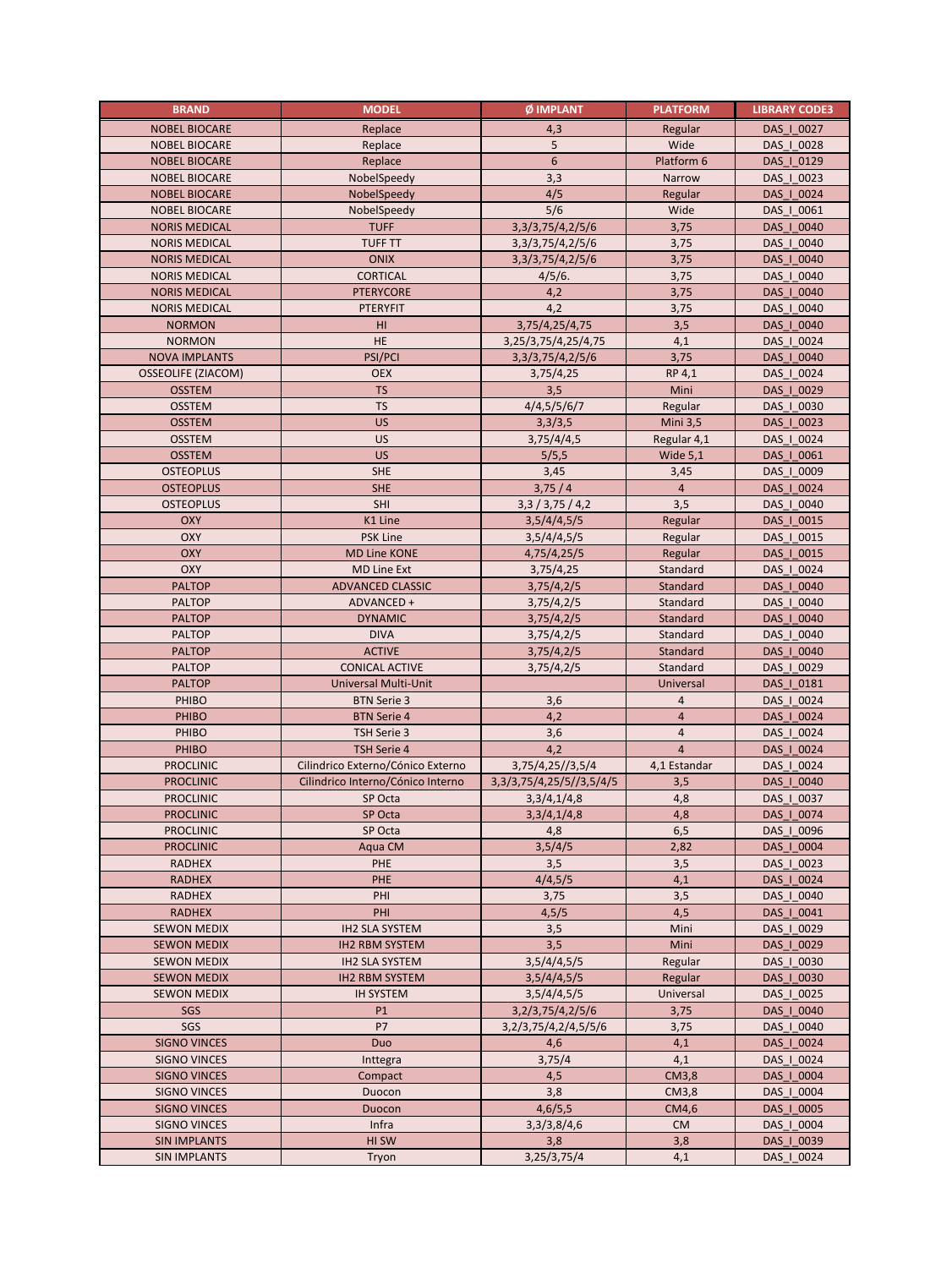| BRAND | MODEL | Ø IMPLANT | PLATFORM | LIBRARY CODE3 |
|---|---|---|---|---|
| NOBEL BIOCARE | Replace | 4,3 | Regular | DAS_I_0027 |
| NOBEL BIOCARE | Replace | 5 | Wide | DAS_I_0028 |
| NOBEL BIOCARE | Replace | 6 | Platform 6 | DAS_I_0129 |
| NOBEL BIOCARE | NobelSpeedy | 3,3 | Narrow | DAS_I_0023 |
| NOBEL BIOCARE | NobelSpeedy | 4/5 | Regular | DAS_I_0024 |
| NOBEL BIOCARE | NobelSpeedy | 5/6 | Wide | DAS_I_0061 |
| NORIS MEDICAL | TUFF | 3,3/3,75/4,2/5/6 | 3,75 | DAS_I_0040 |
| NORIS MEDICAL | TUFF TT | 3,3/3,75/4,2/5/6 | 3,75 | DAS_I_0040 |
| NORIS MEDICAL | ONIX | 3,3/3,75/4,2/5/6 | 3,75 | DAS_I_0040 |
| NORIS MEDICAL | CORTICAL | 4/5/6. | 3,75 | DAS_I_0040 |
| NORIS MEDICAL | PTERYCORE | 4,2 | 3,75 | DAS_I_0040 |
| NORIS MEDICAL | PTERYFIT | 4,2 | 3,75 | DAS_I_0040 |
| NORMON | HI | 3,75/4,25/4,75 | 3,5 | DAS_I_0040 |
| NORMON | HE | 3,25/3,75/4,25/4,75 | 4,1 | DAS_I_0024 |
| NOVA IMPLANTS | PSI/PCI | 3,3/3,75/4,2/5/6 | 3,75 | DAS_I_0040 |
| OSSEOLIFE (ZIACOM) | OEX | 3,75/4,25 | RP 4,1 | DAS_I_0024 |
| OSSTEM | TS | 3,5 | Mini | DAS_I_0029 |
| OSSTEM | TS | 4/4,5/5/6/7 | Regular | DAS_I_0030 |
| OSSTEM | US | 3,3/3,5 | Mini 3,5 | DAS_I_0023 |
| OSSTEM | US | 3,75/4/4,5 | Regular 4,1 | DAS_I_0024 |
| OSSTEM | US | 5/5,5 | Wide 5,1 | DAS_I_0061 |
| OSTEOPLUS | SHE | 3,45 | 3,45 | DAS_I_0009 |
| OSTEOPLUS | SHE | 3,75 / 4 | 4 | DAS_I_0024 |
| OSTEOPLUS | SHI | 3,3 / 3,75 / 4,2 | 3,5 | DAS_I_0040 |
| OXY | K1 Line | 3,5/4/4,5/5 | Regular | DAS_I_0015 |
| OXY | PSK Line | 3,5/4/4,5/5 | Regular | DAS_I_0015 |
| OXY | MD Line KONE | 4,75/4,25/5 | Regular | DAS_I_0015 |
| OXY | MD Line Ext | 3,75/4,25 | Standard | DAS_I_0024 |
| PALTOP | ADVANCED CLASSIC | 3,75/4,2/5 | Standard | DAS_I_0040 |
| PALTOP | ADVANCED + | 3,75/4,2/5 | Standard | DAS_I_0040 |
| PALTOP | DYNAMIC | 3,75/4,2/5 | Standard | DAS_I_0040 |
| PALTOP | DIVA | 3,75/4,2/5 | Standard | DAS_I_0040 |
| PALTOP | ACTIVE | 3,75/4,2/5 | Standard | DAS_I_0040 |
| PALTOP | CONICAL ACTIVE | 3,75/4,2/5 | Standard | DAS_I_0029 |
| PALTOP | Universal Multi-Unit | | Universal | DAS_I_0181 |
| PHIBO | BTN Serie 3 | 3,6 | 4 | DAS_I_0024 |
| PHIBO | BTN Serie 4 | 4,2 | 4 | DAS_I_0024 |
| PHIBO | TSH Serie 3 | 3,6 | 4 | DAS_I_0024 |
| PHIBO | TSH Serie 4 | 4,2 | 4 | DAS_I_0024 |
| PROCLINIC | Cilindrico Externo/Cónico Externo | 3,75/4,25//3,5/4 | 4,1 Estandar | DAS_I_0024 |
| PROCLINIC | Cilindrico Interno/Cónico Interno | 3,3/3,75/4,25/5//3,5/4/5 | 3,5 | DAS_I_0040 |
| PROCLINIC | SP Octa | 3,3/4,1/4,8 | 4,8 | DAS_I_0037 |
| PROCLINIC | SP Octa | 3,3/4,1/4,8 | 4,8 | DAS_I_0074 |
| PROCLINIC | SP Octa | 4,8 | 6,5 | DAS_I_0096 |
| PROCLINIC | Aqua CM | 3,5/4/5 | 2,82 | DAS_I_0004 |
| RADHEX | PHE | 3,5 | 3,5 | DAS_I_0023 |
| RADHEX | PHE | 4/4,5/5 | 4,1 | DAS_I_0024 |
| RADHEX | PHI | 3,75 | 3,5 | DAS_I_0040 |
| RADHEX | PHI | 4,5/5 | 4,5 | DAS_I_0041 |
| SEWON MEDIX | IH2 SLA SYSTEM | 3,5 | Mini | DAS_I_0029 |
| SEWON MEDIX | IH2 RBM SYSTEM | 3,5 | Mini | DAS_I_0029 |
| SEWON MEDIX | IH2 SLA SYSTEM | 3,5/4/4,5/5 | Regular | DAS_I_0030 |
| SEWON MEDIX | IH2 RBM SYSTEM | 3,5/4/4,5/5 | Regular | DAS_I_0030 |
| SEWON MEDIX | IH SYSTEM | 3,5/4/4,5/5 | Universal | DAS_I_0025 |
| SGS | P1 | 3,2/3,75/4,2/5/6 | 3,75 | DAS_I_0040 |
| SGS | P7 | 3,2/3,75/4,2/4,5/5/6 | 3,75 | DAS_I_0040 |
| SIGNO VINCES | Duo | 4,6 | 4,1 | DAS_I_0024 |
| SIGNO VINCES | Inttegra | 3,75/4 | 4,1 | DAS_I_0024 |
| SIGNO VINCES | Compact | 4,5 | CM3,8 | DAS_I_0004 |
| SIGNO VINCES | Duocon | 3,8 | CM3,8 | DAS_I_0004 |
| SIGNO VINCES | Duocon | 4,6/5,5 | CM4,6 | DAS_I_0005 |
| SIGNO VINCES | Infra | 3,3/3,8/4,6 | CM | DAS_I_0004 |
| SIN IMPLANTS | HI SW | 3,8 | 3,8 | DAS_I_0039 |
| SIN IMPLANTS | Tryon | 3,25/3,75/4 | 4,1 | DAS_I_0024 |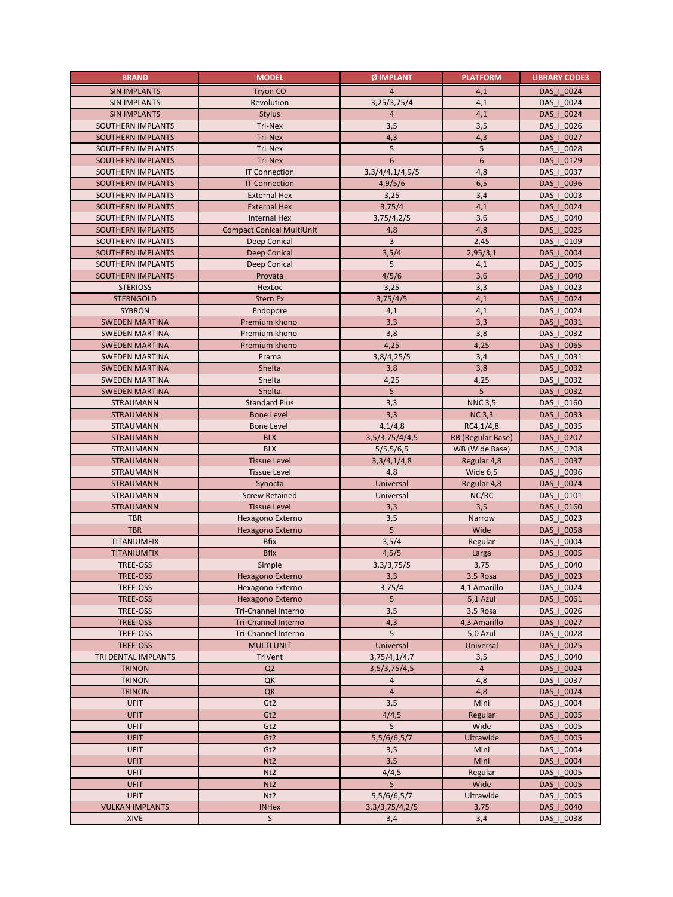| BRAND | MODEL | Ø IMPLANT | PLATFORM | LIBRARY CODE3 |
|---|---|---|---|---|
| SIN IMPLANTS | Tryon CO | 4 | 4,1 | DAS_I_0024 |
| SIN IMPLANTS | Revolution | 3,25/3,75/4 | 4,1 | DAS_I_0024 |
| SIN IMPLANTS | Stylus | 4 | 4,1 | DAS_I_0024 |
| SOUTHERN IMPLANTS | Tri-Nex | 3,5 | 3,5 | DAS_I_0026 |
| SOUTHERN IMPLANTS | Tri-Nex | 4,3 | 4,3 | DAS_I_0027 |
| SOUTHERN IMPLANTS | Tri-Nex | 5 | 5 | DAS_I_0028 |
| SOUTHERN IMPLANTS | Tri-Nex | 6 | 6 | DAS_I_0129 |
| SOUTHERN IMPLANTS | IT Connection | 3,3/4/4,1/4,9/5 | 4,8 | DAS_I_0037 |
| SOUTHERN IMPLANTS | IT Connection | 4,9/5/6 | 6,5 | DAS_I_0096 |
| SOUTHERN IMPLANTS | External Hex | 3,25 | 3,4 | DAS_I_0003 |
| SOUTHERN IMPLANTS | External Hex | 3,75/4 | 4,1 | DAS_I_0024 |
| SOUTHERN IMPLANTS | Internal Hex | 3,75/4,2/5 | 3.6 | DAS_I_0040 |
| SOUTHERN IMPLANTS | Compact Conical MultiUnit | 4,8 | 4,8 | DAS_I_0025 |
| SOUTHERN IMPLANTS | Deep Conical | 3 | 2,45 | DAS_I_0109 |
| SOUTHERN IMPLANTS | Deep Conical | 3,5/4 | 2,95/3,1 | DAS_I_0004 |
| SOUTHERN IMPLANTS | Deep Conical | 5 | 4,1 | DAS_I_0005 |
| SOUTHERN IMPLANTS | Provata | 4/5/6 | 3.6 | DAS_I_0040 |
| STERIOSS | HexLoc | 3,25 | 3,3 | DAS_I_0023 |
| STERNGOLD | Stern Ex | 3,75/4/5 | 4,1 | DAS_I_0024 |
| SYBRON | Endopore | 4,1 | 4,1 | DAS_I_0024 |
| SWEDEN MARTINA | Premium khono | 3,3 | 3,3 | DAS_I_0031 |
| SWEDEN MARTINA | Premium khono | 3,8 | 3,8 | DAS_I_0032 |
| SWEDEN MARTINA | Premium khono | 4,25 | 4,25 | DAS_I_0065 |
| SWEDEN MARTINA | Prama | 3,8/4,25/5 | 3,4 | DAS_I_0031 |
| SWEDEN MARTINA | Shelta | 3,8 | 3,8 | DAS_I_0032 |
| SWEDEN MARTINA | Shelta | 4,25 | 4,25 | DAS_I_0032 |
| SWEDEN MARTINA | Shelta | 5 | 5 | DAS_I_0032 |
| STRAUMANN | Standard Plus | 3,3 | NNC 3,5 | DAS_I_0160 |
| STRAUMANN | Bone Level | 3,3 | NC 3,3 | DAS_I_0033 |
| STRAUMANN | Bone Level | 4,1/4,8 | RC4,1/4,8 | DAS_I_0035 |
| STRAUMANN | BLX | 3,5/3,75/4/4,5 | RB (Regular Base) | DAS_I_0207 |
| STRAUMANN | BLX | 5/5,5/6,5 | WB (Wide Base) | DAS_I_0208 |
| STRAUMANN | Tissue Level | 3,3/4,1/4,8 | Regular 4,8 | DAS_I_0037 |
| STRAUMANN | Tissue Level | 4,8 | Wide 6,5 | DAS_I_0096 |
| STRAUMANN | Synocta | Universal | Regular 4,8 | DAS_I_0074 |
| STRAUMANN | Screw Retained | Universal | NC/RC | DAS_I_0101 |
| STRAUMANN | Tissue Level | 3,3 | 3,5 | DAS_I_0160 |
| TBR | Hexágono Externo | 3,5 | Narrow | DAS_I_0023 |
| TBR | Hexágono Externo | 5 | Wide | DAS_I_0058 |
| TITANIUMFIX | Bfix | 3,5/4 | Regular | DAS_I_0004 |
| TITANIUMFIX | Bfix | 4,5/5 | Larga | DAS_I_0005 |
| TREE-OSS | Simple | 3,3/3,75/5 | 3,75 | DAS_I_0040 |
| TREE-OSS | Hexagono Externo | 3,3 | 3,5 Rosa | DAS_I_0023 |
| TREE-OSS | Hexagono Externo | 3,75/4 | 4,1 Amarillo | DAS_I_0024 |
| TREE-OSS | Hexagono Externo | 5 | 5,1 Azul | DAS_I_0061 |
| TREE-OSS | Tri-Channel Interno | 3,5 | 3,5 Rosa | DAS_I_0026 |
| TREE-OSS | Tri-Channel Interno | 4,3 | 4,3 Amarillo | DAS_I_0027 |
| TREE-OSS | Tri-Channel Interno | 5 | 5,0 Azul | DAS_I_0028 |
| TREE-OSS | MULTI UNIT | Universal | Universal | DAS_I_0025 |
| TRI DENTAL IMPLANTS | TriVent | 3,75/4,1/4,7 | 3,5 | DAS_I_0040 |
| TRINON | Q2 | 3,5/3,75/4,5 | 4 | DAS_I_0024 |
| TRINON | QK | 4 | 4,8 | DAS_I_0037 |
| TRINON | QK | 4 | 4,8 | DAS_I_0074 |
| UFIT | Gt2 | 3,5 | Mini | DAS_I_0004 |
| UFIT | Gt2 | 4/4,5 | Regular | DAS_I_0005 |
| UFIT | Gt2 | 5 | Wide | DAS_I_0005 |
| UFIT | Gt2 | 5,5/6/6,5/7 | Ultrawide | DAS_I_0005 |
| UFIT | Gt2 | 3,5 | Mini | DAS_I_0004 |
| UFIT | Nt2 | 3,5 | Mini | DAS_I_0004 |
| UFIT | Nt2 | 4/4,5 | Regular | DAS_I_0005 |
| UFIT | Nt2 | 5 | Wide | DAS_I_0005 |
| UFIT | Nt2 | 5,5/6/6,5/7 | Ultrawide | DAS_I_0005 |
| VULKAN IMPLANTS | INHex | 3,3/3,75/4,2/5 | 3,75 | DAS_I_0040 |
| XIVE | S | 3,4 | 3,4 | DAS_I_0038 |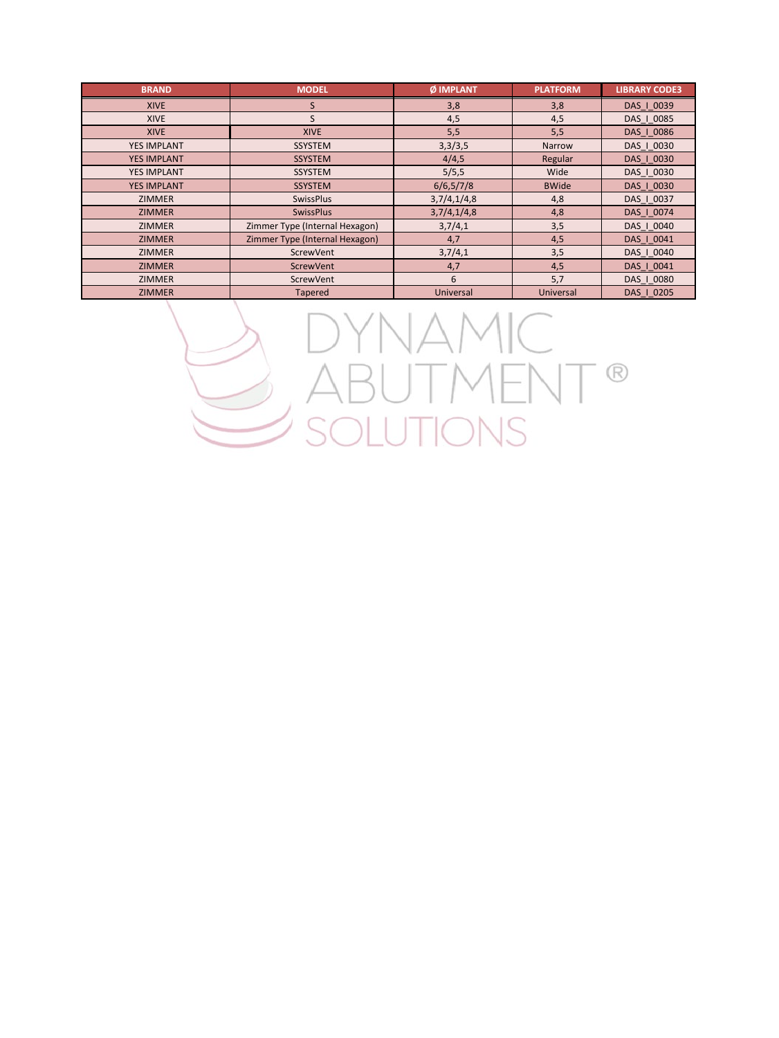| BRAND | MODEL | Ø IMPLANT | PLATFORM | LIBRARY CODE3 |
|---|---|---|---|---|
| XIVE | S | 3,8 | 3,8 | DAS_I_0039 |
| XIVE | S | 4,5 | 4,5 | DAS_I_0085 |
| XIVE | XIVE | 5,5 | 5,5 | DAS_I_0086 |
| YES IMPLANT | SSYSTEM | 3,3/3,5 | Narrow | DAS_I_0030 |
| YES IMPLANT | SSYSTEM | 4/4,5 | Regular | DAS_I_0030 |
| YES IMPLANT | SSYSTEM | 5/5,5 | Wide | DAS_I_0030 |
| YES IMPLANT | SSYSTEM | 6/6,5/7/8 | BWide | DAS_I_0030 |
| ZIMMER | SwissPlus | 3,7/4,1/4,8 | 4,8 | DAS_I_0037 |
| ZIMMER | SwissPlus | 3,7/4,1/4,8 | 4,8 | DAS_I_0074 |
| ZIMMER | Zimmer Type (Internal Hexagon) | 3,7/4,1 | 3,5 | DAS_I_0040 |
| ZIMMER | Zimmer Type (Internal Hexagon) | 4,7 | 4,5 | DAS_I_0041 |
| ZIMMER | ScrewVent | 3,7/4,1 | 3,5 | DAS_I_0040 |
| ZIMMER | ScrewVent | 4,7 | 4,5 | DAS_I_0041 |
| ZIMMER | ScrewVent | 6 | 5,7 | DAS_I_0080 |
| ZIMMER | Tapered | Universal | Universal | DAS_I_0205 |